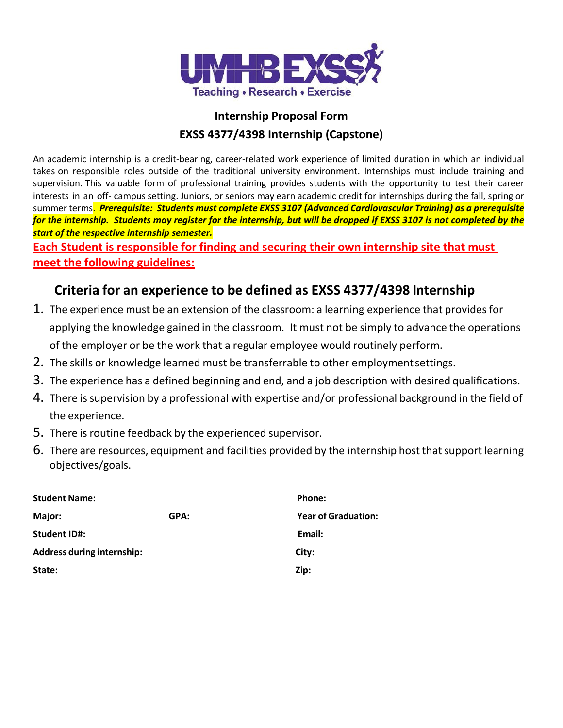UMHB EXSS
Teaching • Research • Exercise

# Internship Proposal Form

## EXSS 4377/4398 Internship (Capstone)

An academic internship is a credit-bearing, career-related work experience of limited duration in which an individual takes on responsible roles outside of the traditional university environment. Internships must include training and supervision. This valuable form of professional training provides students with the opportunity to test their career interests in an off- campus setting. Juniors, or seniors may earn academic credit for internships during the fall, spring or summer terms. ***Prerequisite: Students must complete EXSS 3107 (Advanced Cardiovascular Training) as a prerequisite for the internship. Students may register for the internship, but will be dropped if EXSS 3107 is not completed by the start of the respective internship semester.***

**Each Student is responsible for finding and securing their own internship site that must meet the following guidelines:**

## Criteria for an experience to be defined as EXSS 4377/4398 Internship

1. The experience must be an extension of the classroom: a learning experience that provides for applying the knowledge gained in the classroom. It must not be simply to advance the operations of the employer or be the work that a regular employee would routinely perform.
2. The skills or knowledge learned must be transferrable to other employment settings.
3. The experience has a defined beginning and end, and a job description with desired qualifications.
4. There is supervision by a professional with expertise and/or professional background in the field of the experience.
5. There is routine feedback by the experienced supervisor.
6. There are resources, equipment and facilities provided by the internship host that support learning objectives/goals.

**Student Name:** **Phone:**

**Major:** **GPA:** **Year of Graduation:**

**Student ID#:** **Email:**

**Address during internship:** **City:**

**State:** **Zip:**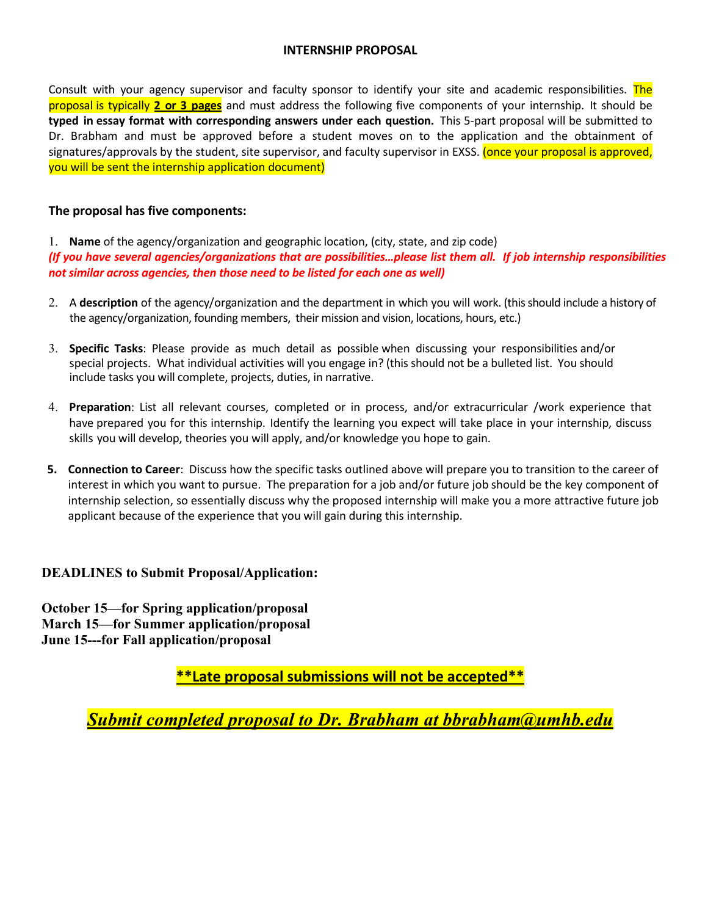# INTERNSHIP PROPOSAL

Consult with your agency supervisor and faculty sponsor to identify your site and academic responsibilities. The proposal is typically **2 or 3 pages** and must address the following five components of your internship. It should be **typed in essay format with corresponding answers under each question.** This 5-part proposal will be submitted to Dr. Brabham and must be approved before a student moves on to the application and the obtainment of signatures/approvals by the student, site supervisor, and faculty supervisor in EXSS. (once your proposal is approved, you will be sent the internship application document)

**The proposal has five components:**

1. **Name** of the agency/organization and geographic location, (city, state, and zip code)
***(If you have several agencies/organizations that are possibilities…please list them all. If job internship responsibilities not similar across agencies, then those need to be listed for each one as well)***

2. A **description** of the agency/organization and the department in which you will work. (this should include a history of the agency/organization, founding members, their mission and vision, locations, hours, etc.)

3. **Specific Tasks**: Please provide as much detail as possible when discussing your responsibilities and/or special projects. What individual activities will you engage in? (this should not be a bulleted list. You should include tasks you will complete, projects, duties, in narrative.

4. **Preparation**: List all relevant courses, completed or in process, and/or extracurricular /work experience that have prepared you for this internship. Identify the learning you expect will take place in your internship, discuss skills you will develop, theories you will apply, and/or knowledge you hope to gain.

5. **Connection to Career**: Discuss how the specific tasks outlined above will prepare you to transition to the career of interest in which you want to pursue. The preparation for a job and/or future job should be the key component of internship selection, so essentially discuss why the proposed internship will make you a more attractive future job applicant because of the experience that you will gain during this internship.

**DEADLINES to Submit Proposal/Application:**

**October 15—for Spring application/proposal**
**March 15—for Summer application/proposal**
**June 15---for Fall application/proposal**

**\*\*Late proposal submissions will not be accepted\*\***

***Submit completed proposal to Dr. Brabham at bbrabham@umhb.edu***